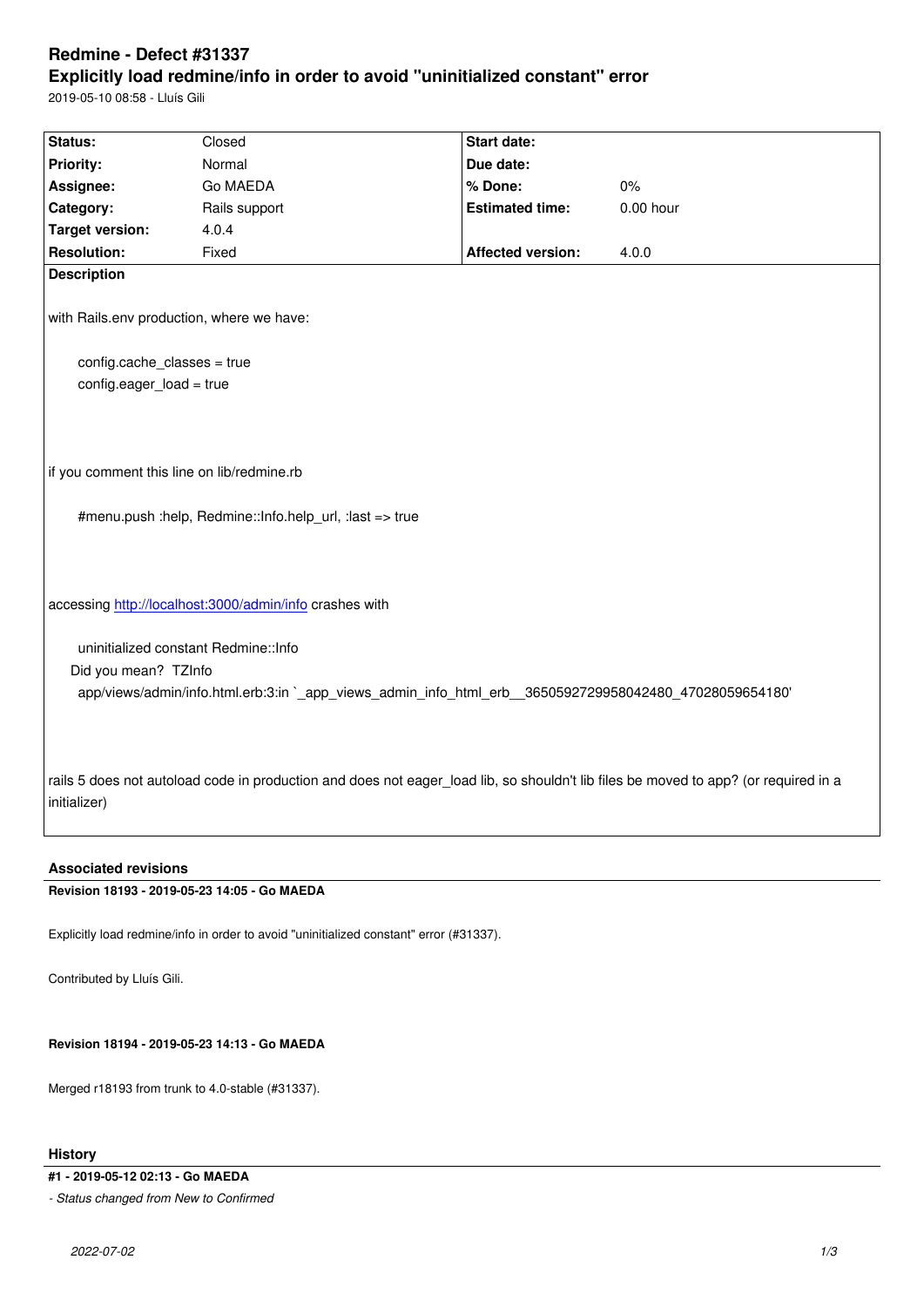# Redmine - Defect #31337

## Explicitly load redmine/info in order to avoid "uninitialized constant" error

2019-05-10 08:58 - Lluís Gili

| Status: | Closed | Start date: | |
|---|---|---|---|
| Priority: | Normal | Due date: | |
| Assignee: | Go MAEDA | % Done: | 0% |
| Category: | Rails support | Estimated time: | 0.00 hour |
| Target version: | 4.0.4 | | |
| Resolution: | Fixed | Affected version: | 4.0.0 |

**Description**

with Rails.env production, where we have:

```
config.cache_classes = true
config.eager_load = true
```

if you comment this line on lib/redmine.rb

```
#menu.push :help, Redmine::Info.help_url, :last => true
```

accessing http://localhost:3000/admin/info crashes with

```
uninitialized constant Redmine::Info
Did you mean?  TZInfo
app/views/admin/info.html.erb:3:in `_app_views_admin_info_html_erb__3650592729958042480_47028059654180'
```

rails 5 does not autoload code in production and does not eager_load lib, so shouldn't lib files be moved to app? (or required in a initializer)

### Associated revisions

**Revision 18193 - 2019-05-23 14:05 - Go MAEDA**

Explicitly load redmine/info in order to avoid "uninitialized constant" error (#31337).

Contributed by Lluís Gili.

**Revision 18194 - 2019-05-23 14:13 - Go MAEDA**

Merged r18193 from trunk to 4.0-stable (#31337).

### History

**#1 - 2019-05-12 02:13 - Go MAEDA**

*- Status changed from New to Confirmed*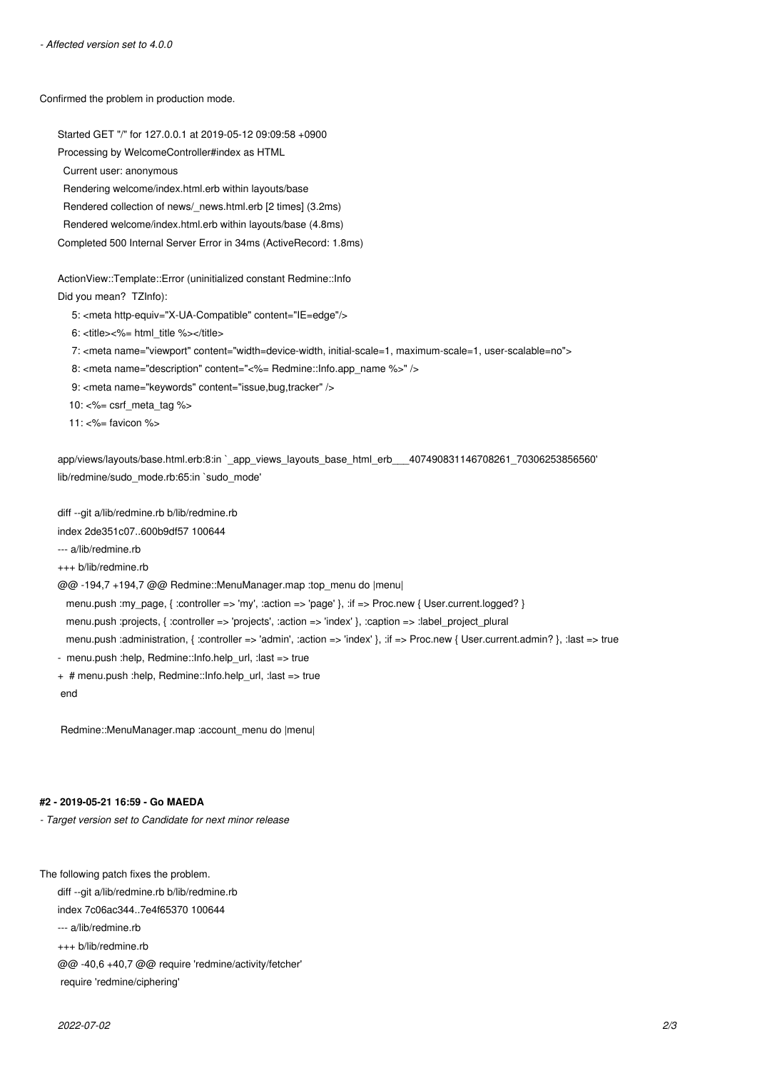*- Affected version set to 4.0.0*

Confirmed the problem in production mode.

```
Started GET "/" for 127.0.0.1 at 2019-05-12 09:09:58 +0900
Processing by WelcomeController#index as HTML
  Current user: anonymous
  Rendering welcome/index.html.erb within layouts/base
  Rendered collection of news/_news.html.erb [2 times] (3.2ms)
  Rendered welcome/index.html.erb within layouts/base (4.8ms)
Completed 500 Internal Server Error in 34ms (ActiveRecord: 1.8ms)

ActionView::Template::Error (uninitialized constant Redmine::Info
Did you mean?  TZInfo):
     5: <meta http-equiv="X-UA-Compatible" content="IE=edge"/>
     6: <title><%= html_title %></title>
     7: <meta name="viewport" content="width=device-width, initial-scale=1, maximum-scale=1, user-scalable=no">
     8: <meta name="description" content="<%= Redmine::Info.app_name %>" />
     9: <meta name="keywords" content="issue,bug,tracker" />
    10: <%= csrf_meta_tag %>
    11: <%= favicon %>

app/views/layouts/base.html.erb:8:in `_app_views_layouts_base_html_erb___407490831146708261_70306253856560'
lib/redmine/sudo_mode.rb:65:in `sudo_mode'
```

```
diff --git a/lib/redmine.rb b/lib/redmine.rb
index 2de351c07..600b9df57 100644
--- a/lib/redmine.rb
+++ b/lib/redmine.rb
@@ -194,7 +194,7 @@ Redmine::MenuManager.map :top_menu do |menu|
   menu.push :my_page, { :controller => 'my', :action => 'page' }, :if => Proc.new { User.current.logged? }
   menu.push :projects, { :controller => 'projects', :action => 'index' }, :caption => :label_project_plural
   menu.push :administration, { :controller => 'admin', :action => 'index' }, :if => Proc.new { User.current.admin? }, :last => true
-  menu.push :help, Redmine::Info.help_url, :last => true
+  # menu.push :help, Redmine::Info.help_url, :last => true
 end

 Redmine::MenuManager.map :account_menu do |menu|
```

#### #2 - 2019-05-21 16:59 - Go MAEDA

*- Target version set to Candidate for next minor release*

The following patch fixes the problem.

```
diff --git a/lib/redmine.rb b/lib/redmine.rb
index 7c06ac344..7e4f65370 100644
--- a/lib/redmine.rb
+++ b/lib/redmine.rb
@@ -40,6 +40,7 @@ require 'redmine/activity/fetcher'
 require 'redmine/ciphering'
```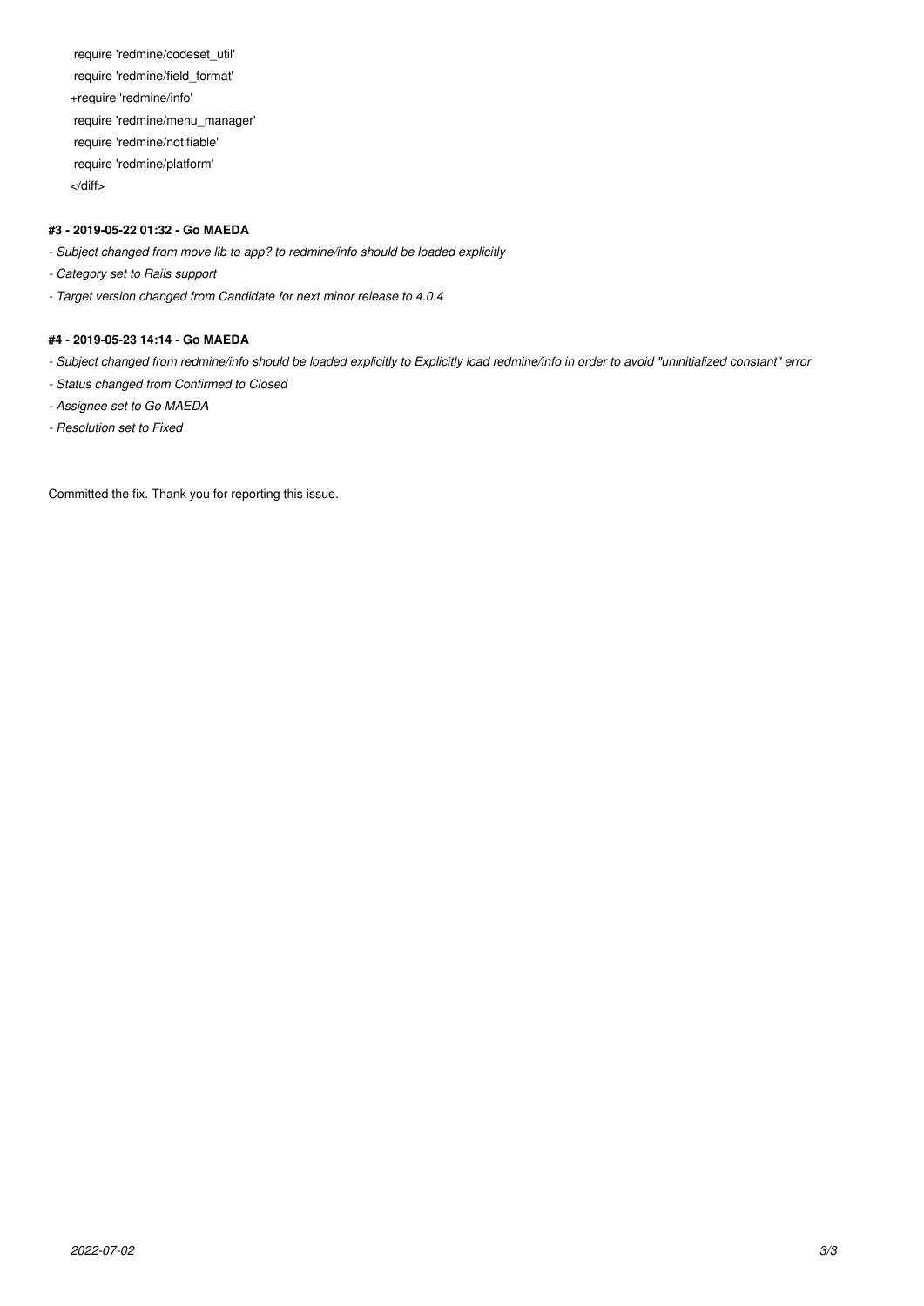```
 require 'redmine/codeset_util'
 require 'redmine/field_format'
+require 'redmine/info'
 require 'redmine/menu_manager'
 require 'redmine/notifiable'
 require 'redmine/platform'
</diff>
```

#### #3 - 2019-05-22 01:32 - Go MAEDA

- *Subject changed from move lib to app? to redmine/info should be loaded explicitly*
- *Category set to Rails support*
- *Target version changed from Candidate for next minor release to 4.0.4*

#### #4 - 2019-05-23 14:14 - Go MAEDA

- *Subject changed from redmine/info should be loaded explicitly to Explicitly load redmine/info in order to avoid "uninitialized constant" error*
- *Status changed from Confirmed to Closed*
- *Assignee set to Go MAEDA*
- *Resolution set to Fixed*

Committed the fix. Thank you for reporting this issue.